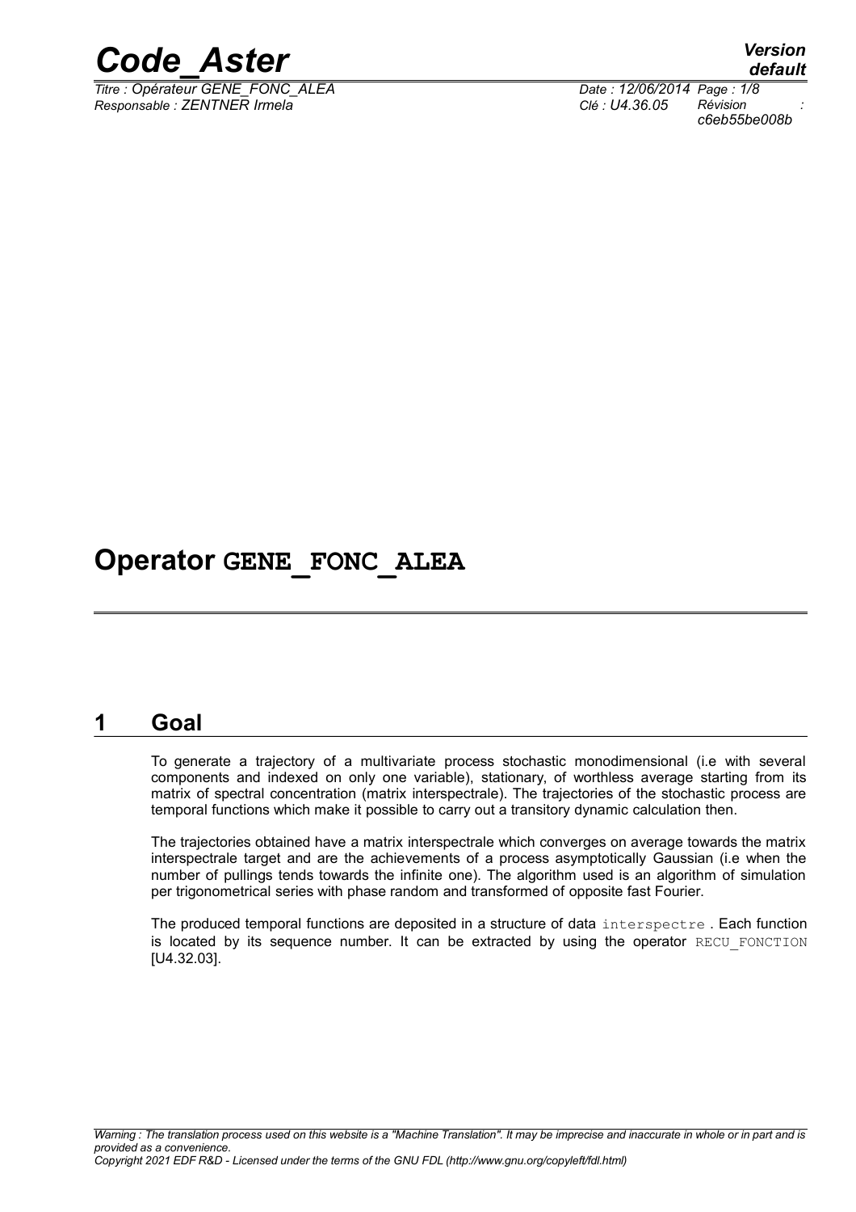# Operator GENE_FONC_ALEA

## 1 Goal

To generate a trajectory of a multivariate process stochastic monodimensional (i.e with several components and indexed on only one variable), stationary, of worthless average starting from its matrix of spectral concentration (matrix interspectrale). The trajectories of the stochastic process are temporal functions which make it possible to carry out a transitory dynamic calculation then.

The trajectories obtained have a matrix interspectrale which converges on average towards the matrix interspectrale target and are the achievements of a process asymptotically Gaussian (i.e when the number of pullings tends towards the infinite one). The algorithm used is an algorithm of simulation per trigonometrical series with phase random and transformed of opposite fast Fourier.

The produced temporal functions are deposited in a structure of data `interspectre` . Each function is located by its sequence number. It can be extracted by using the operator `RECU_FONCTION` [U4.32.03].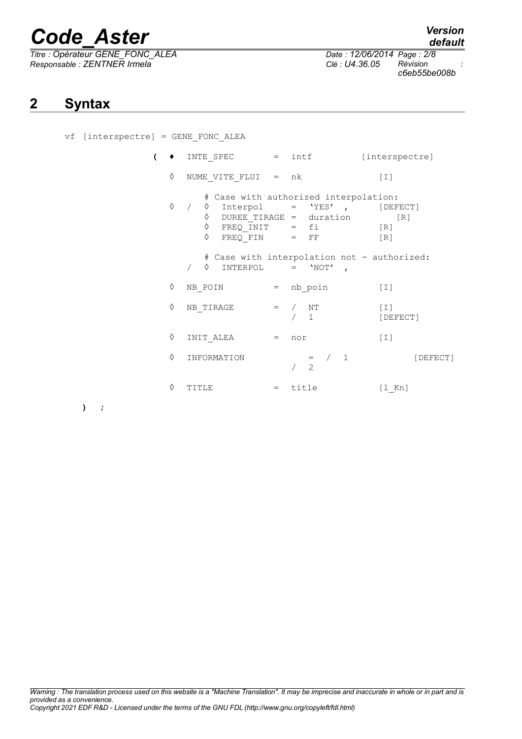## 2 Syntax

```
vf [interspectre] = GENE_FONC_ALEA

            (  ♦  INTE_SPEC       =  intf          [interspectre]

               ◊  NUME_VITE_FLUI  =  nk               [I]

                     # Case with authorized interpolation:
               ◊  /  ◊  Interpol     =  'YES' ,       [DEFECT]
                     ◊  DUREE_TIRAGE =  duration         [R]
                     ◊  FREQ_INIT    =  fi             [R]
                     ◊  FREQ_FIN     =  FF             [R]

                     # Case with interpolation not - authorized:
                  /  ◊  INTERPOL     =  'NOT' ,

               ◊  NB_POIN         =  nb_poin          [I]

               ◊  NB_TIRAGE       =  /  NT            [I]
                                     /  1             [DEFECT]

               ◊  INIT_ALEA       =  nor              [I]

               ◊  INFORMATION        =  /  1              [DEFECT]
                                     /  2

               ◊  TITLE           =  title            [l_Kn]

    )  ;
```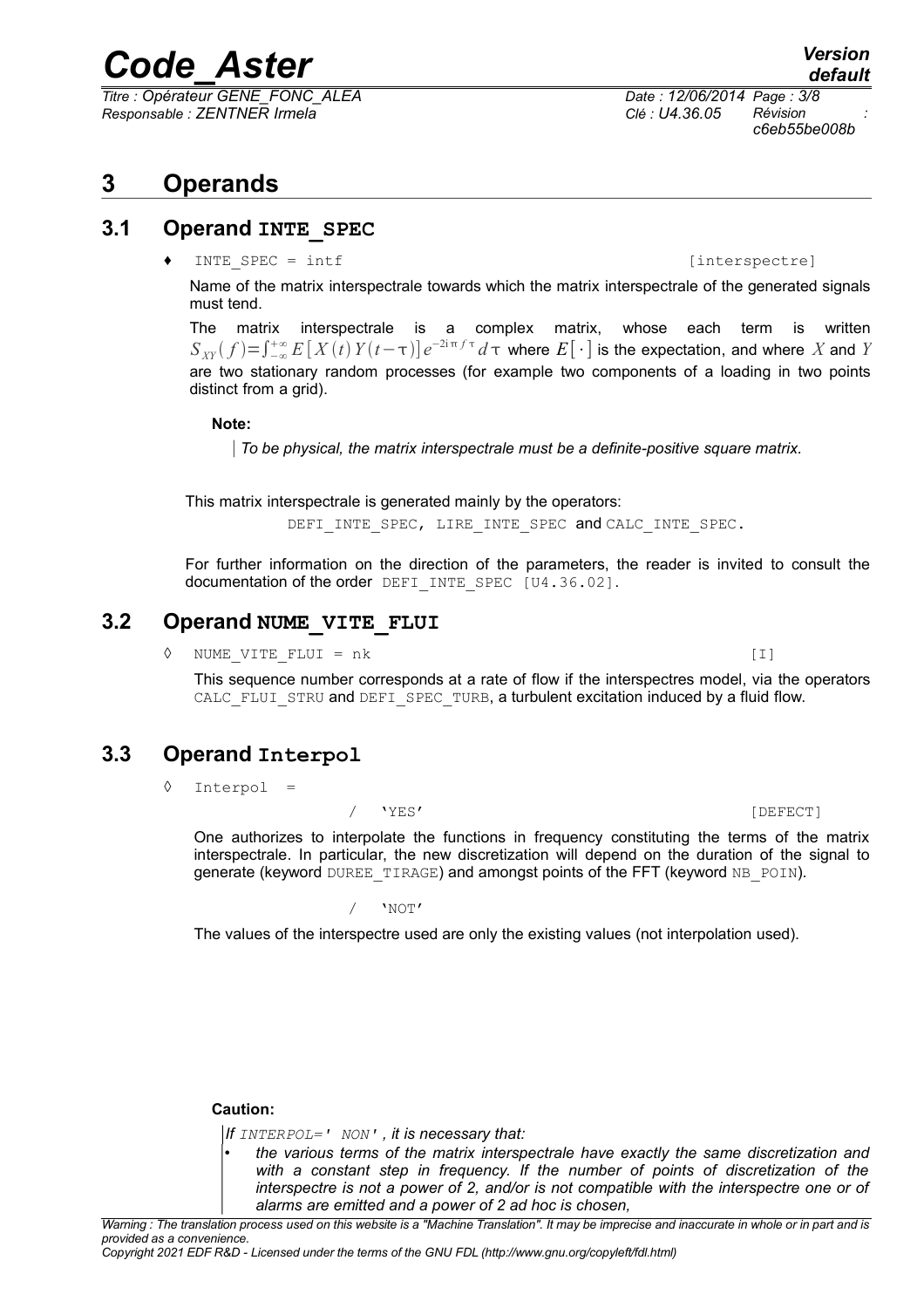# 3 Operands

## 3.1 Operand INTE_SPEC

♦ `INTE_SPEC = intf` [interspectre]

Name of the matrix interspectrale towards which the matrix interspectrale of the generated signals must tend.

The matrix interspectrale is a complex matrix, whose each term is written $S_{XY}(f)=\int_{-\infty}^{+\infty} E[X(t)Y(t-\tau)]e^{-2i\pi f\tau}d\tau$ where $E[\cdot]$ is the expectation, and where $X$ and $Y$ are two stationary random processes (for example two components of a loading in two points distinct from a grid).

**Note:**

*To be physical, the matrix interspectrale must be a definite-positive square matrix.*

This matrix interspectrale is generated mainly by the operators:

`DEFI_INTE_SPEC`, `LIRE_INTE_SPEC` and `CALC_INTE_SPEC`.

For further information on the direction of the parameters, the reader is invited to consult the documentation of the order `DEFI_INTE_SPEC [U4.36.02]`.

## 3.2 Operand NUME_VITE_FLUI

◊ `NUME_VITE_FLUI = nk` [I]

This sequence number corresponds at a rate of flow if the interspectres model, via the operators `CALC_FLUI_STRU` and `DEFI_SPEC_TURB`, a turbulent excitation induced by a fluid flow.

## 3.3 Operand Interpol

◊ `Interpol =`

/ `'YES'` [DEFECT]

One authorizes to interpolate the functions in frequency constituting the terms of the matrix interspectrale. In particular, the new discretization will depend on the duration of the signal to generate (keyword `DUREE_TIRAGE`) and amongst points of the FFT (keyword `NB_POIN`).

/ `'NOT'`

The values of the interspectre used are only the existing values (not interpolation used).

**Caution:**

*If `INTERPOL=' NON'`, it is necessary that:*

- *the various terms of the matrix interspectrale have exactly the same discretization and with a constant step in frequency. If the number of points of discretization of the interspectre is not a power of 2, and/or is not compatible with the interspectre one or of alarms are emitted and a power of 2 ad hoc is chosen,*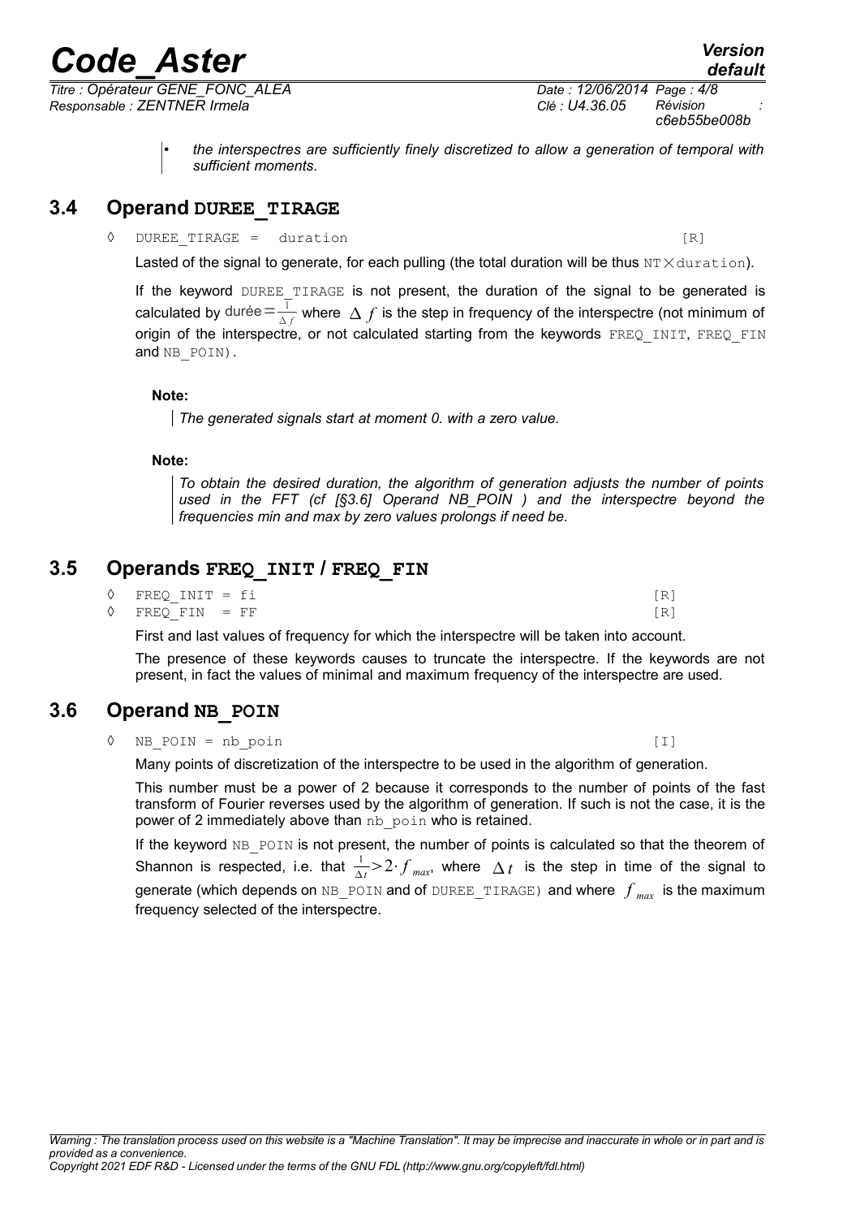- *the interspectres are sufficiently finely discretized to allow a generation of temporal with sufficient moments.*

## 3.4 Operand DUREE_TIRAGE

◊ DUREE_TIRAGE = duration [R]

Lasted of the signal to generate, for each pulling (the total duration will be thus NT$\times$duration).

If the keyword DUREE_TIRAGE is not present, the duration of the signal to be generated is calculated by $\text{durée}=\frac{1}{\Delta f}$ where $\Delta f$ is the step in frequency of the interspectre (not minimum of origin of the interspectre, or not calculated starting from the keywords FREQ_INIT, FREQ_FIN and NB_POIN).

**Note:**

*The generated signals start at moment 0. with a zero value.*

**Note:**

*To obtain the desired duration, the algorithm of generation adjusts the number of points used in the FFT (cf [§3.6] Operand NB_POIN ) and the interspectre beyond the frequencies min and max by zero values prolongs if need be.*

## 3.5 Operands FREQ_INIT / FREQ_FIN

◊ FREQ_INIT = fi [R]

◊ FREQ_FIN = FF [R]

First and last values of frequency for which the interspectre will be taken into account.

The presence of these keywords causes to truncate the interspectre. If the keywords are not present, in fact the values of minimal and maximum frequency of the interspectre are used.

## 3.6 Operand NB_POIN

◊ NB_POIN = nb_poin [I]

Many points of discretization of the interspectre to be used in the algorithm of generation.

This number must be a power of 2 because it corresponds to the number of points of the fast transform of Fourier reverses used by the algorithm of generation. If such is not the case, it is the power of 2 immediately above than nb_poin who is retained.

If the keyword NB_POIN is not present, the number of points is calculated so that the theorem of Shannon is respected, i.e. that $\frac{1}{\Delta t}>2\cdot f_{max}$, where $\Delta t$ is the step in time of the signal to generate (which depends on NB_POIN and of DUREE_TIRAGE) and where $f_{max}$ is the maximum frequency selected of the interspectre.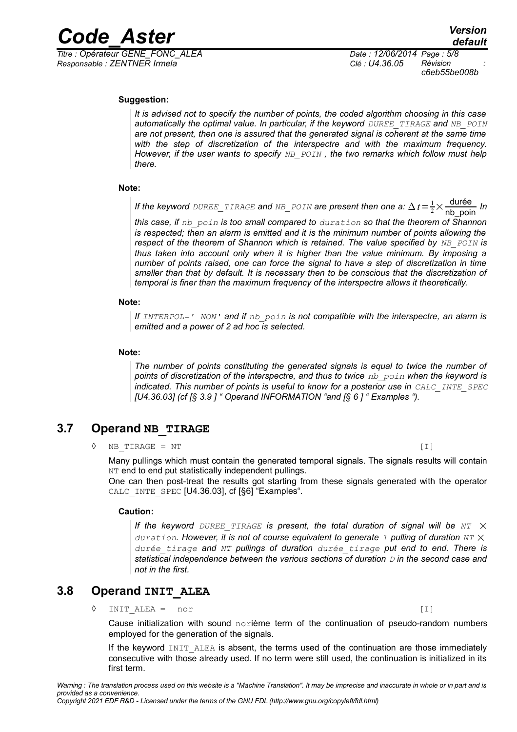**Suggestion:**

*It is advised not to specify the number of points, the coded algorithm choosing in this case automatically the optimal value. In particular, if the keyword `DUREE_TIRAGE` and `NB_POIN` are not present, then one is assured that the generated signal is coherent at the same time with the step of discretization of the interspectre and with the maximum frequency. However, if the user wants to specify `NB_POIN`, the two remarks which follow must help there.*

**Note:**

*If the keyword `DUREE_TIRAGE` and `NB_POIN` are present then one a:* $\Delta t = \frac{1}{2} \times \frac{\text{durée}}{\text{nb\_poin}}$ *In this case, if `nb_poin` is too small compared to `duration` so that the theorem of Shannon is respected; then an alarm is emitted and it is the minimum number of points allowing the respect of the theorem of Shannon which is retained. The value specified by `NB_POIN` is thus taken into account only when it is higher than the value minimum. By imposing a number of points raised, one can force the signal to have a step of discretization in time smaller than that by default. It is necessary then to be conscious that the discretization of temporal is finer than the maximum frequency of the interspectre allows it theoretically.*

**Note:**

*If `INTERPOL=' NON'` and if `nb_poin` is not compatible with the interspectre, an alarm is emitted and a power of 2 ad hoc is selected.*

**Note:**

*The number of points constituting the generated signals is equal to twice the number of points of discretization of the interspectre, and thus to twice `nb_poin` when the keyword is indicated. This number of points is useful to know for a posterior use in `CALC_INTE_SPEC` [U4.36.03] (cf [§ 3.9 ] " Operand INFORMATION "and [§ 6 ] " Examples ").*

## 3.7 Operand `NB_TIRAGE`

◊ `NB_TIRAGE = NT` [I]

Many pullings which must contain the generated temporal signals. The signals results will contain `NT` end to end put statistically independent pullings.

One can then post-treat the results got starting from these signals generated with the operator `CALC_INTE_SPEC` [U4.36.03], cf [§6] "Examples".

**Caution:**

*If the keyword `DUREE_TIRAGE` is present, the total duration of signal will be `NT` × `duration`. However, it is not of course equivalent to generate `1` pulling of duration `NT` × `durée_tirage` and `NT` pullings of duration `durée_tirage` put end to end. There is statistical independence between the various sections of duration `D` in the second case and not in the first.*

## 3.8 Operand `INIT_ALEA`

◊ `INIT_ALEA = nor` [I]

Cause initialization with sound `nor`ième term of the continuation of pseudo-random numbers employed for the generation of the signals.

If the keyword `INIT_ALEA` is absent, the terms used of the continuation are those immediately consecutive with those already used. If no term were still used, the continuation is initialized in its first term.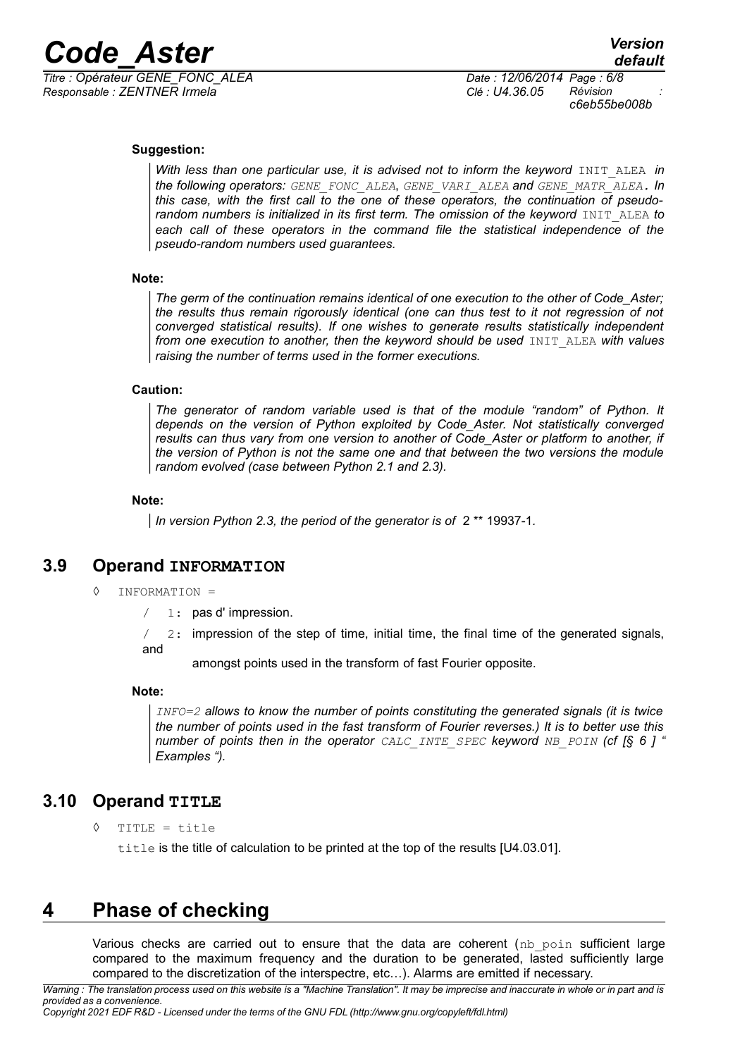**Suggestion:**

*With less than one particular use, it is advised not to inform the keyword* INIT_ALEA *in the following operators: GENE_FONC_ALEA, GENE_VARI_ALEA and GENE_MATR_ALEA. In this case, with the first call to the one of these operators, the continuation of pseudo-random numbers is initialized in its first term. The omission of the keyword* INIT_ALEA *to each call of these operators in the command file the statistical independence of the pseudo-random numbers used guarantees.*

**Note:**

*The germ of the continuation remains identical of one execution to the other of Code_Aster; the results thus remain rigorously identical (one can thus test to it not regression of not converged statistical results). If one wishes to generate results statistically independent from one execution to another, then the keyword should be used* INIT_ALEA *with values raising the number of terms used in the former executions.*

**Caution:**

*The generator of random variable used is that of the module "random" of Python. It depends on the version of Python exploited by Code_Aster. Not statistically converged results can thus vary from one version to another of Code_Aster or platform to another, if the version of Python is not the same one and that between the two versions the module random evolved (case between Python 2.1 and 2.3).*

**Note:**

*In version Python 2.3, the period of the generator is of* 2 ** 19937-1*.*

## 3.9 Operand INFORMATION

◊ INFORMATION =

/ 1: pas d' impression.

/ 2: impression of the step of time, initial time, the final time of the generated signals, and

amongst points used in the transform of fast Fourier opposite.

**Note:**

*INFO=2 allows to know the number of points constituting the generated signals (it is twice the number of points used in the fast transform of Fourier reverses.) It is to better use this number of points then in the operator CALC_INTE_SPEC keyword NB_POIN (cf [§ 6 ] " Examples ").*

## 3.10 Operand TITLE

◊ TITLE = title

title is the title of calculation to be printed at the top of the results [U4.03.01].

# 4 Phase of checking

Various checks are carried out to ensure that the data are coherent (nb_poin sufficient large compared to the maximum frequency and the duration to be generated, lasted sufficiently large compared to the discretization of the interspectre, etc…). Alarms are emitted if necessary.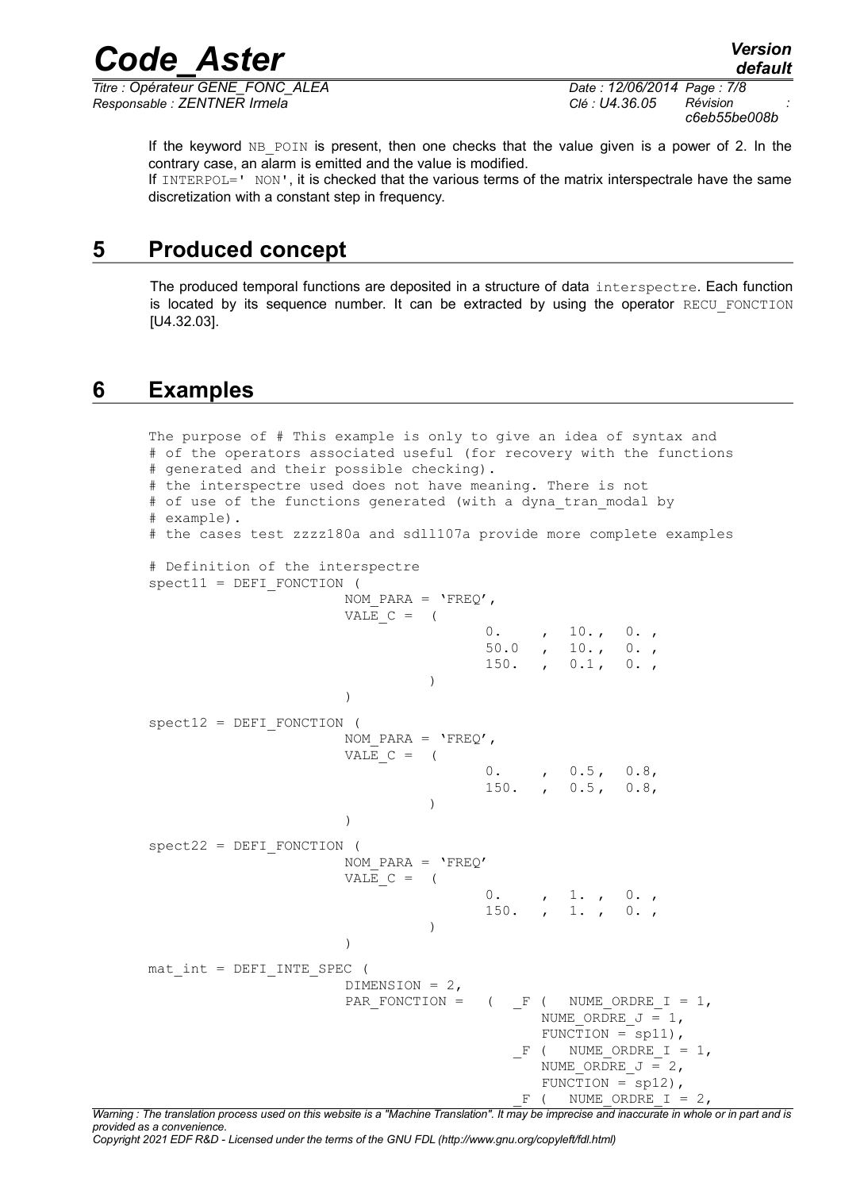If the keyword NB_POIN is present, then one checks that the value given is a power of 2. In the contrary case, an alarm is emitted and the value is modified.
If INTERPOL=' NON', it is checked that the various terms of the matrix interspectrale have the same discretization with a constant step in frequency.

# 5 Produced concept

The produced temporal functions are deposited in a structure of data interspectre. Each function is located by its sequence number. It can be extracted by using the operator RECU_FONCTION [U4.32.03].

# 6 Examples

```
The purpose of # This example is only to give an idea of syntax and
# of the operators associated useful (for recovery with the functions
# generated and their possible checking).
# the interspectre used does not have meaning. There is not
# of use of the functions generated (with a dyna_tran_modal by
# example).
# the cases test zzzz180a and sdll107a provide more complete examples

# Definition of the interspectre
spect11 = DEFI_FONCTION (
                       NOM_PARA = 'FREQ',
                       VALE_C =  (
                                      0.     ,  10.,   0. ,
                                      50.0   ,  10.,   0. ,
                                      150.   ,  0.1,   0. ,
                                 )
                       )

spect12 = DEFI_FONCTION (
                       NOM_PARA = 'FREQ',
                       VALE_C =  (
                                      0.     ,  0.5,   0.8,
                                      150.   ,  0.5,   0.8,
                                 )
                       )

spect22 = DEFI_FONCTION (
                       NOM_PARA = 'FREQ'
                       VALE_C =  (
                                      0.     ,  1. ,   0. ,
                                      150.   ,  1. ,   0. ,
                                 )
                       )

mat_int = DEFI_INTE_SPEC (
                       DIMENSION = 2,
                       PAR_FONCTION =   (   _F (   NUME_ORDRE_I = 1,
                                                   NUME_ORDRE_J = 1,
                                                   FUNCTION = sp11),
                                            _F (   NUME_ORDRE_I = 1,
                                                   NUME_ORDRE_J = 2,
                                                   FUNCTION = sp12),
                                            _F (   NUME_ORDRE_I = 2,
```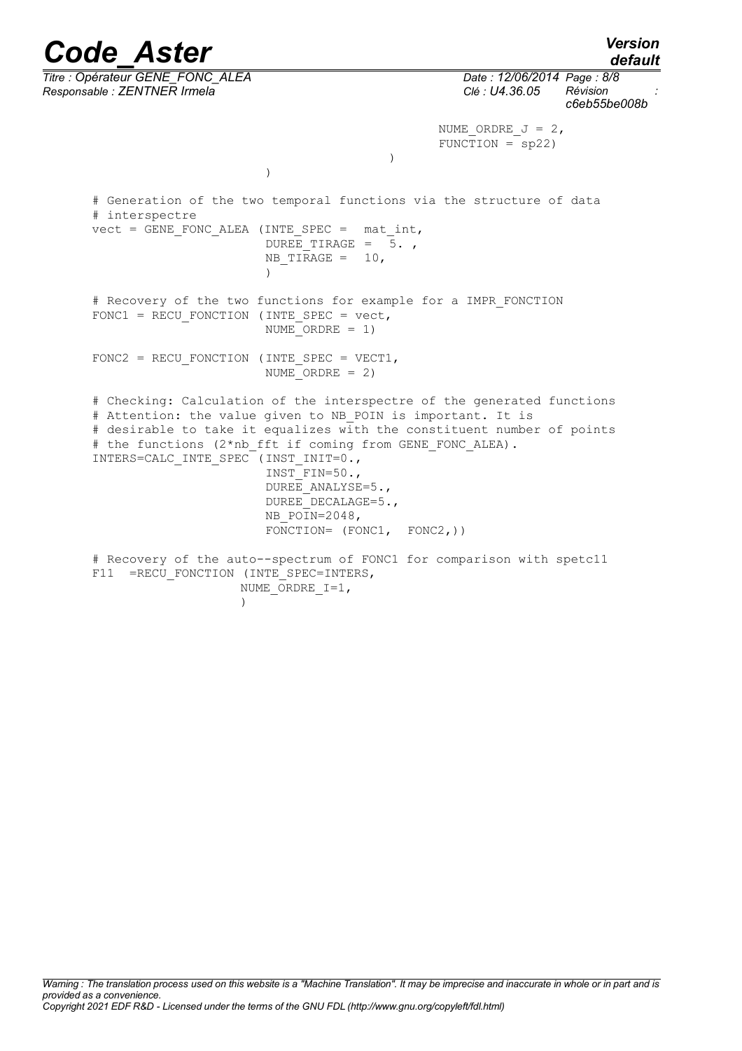```
                                    NUME_ORDRE_J = 2,
                                    FUNCTION = sp22)
                              )
            )

# Generation of the two temporal functions via the structure of data
# interspectre
vect = GENE_FONC_ALEA (INTE_SPEC =  mat_int,
                       DUREE_TIRAGE =  5. ,
                       NB_TIRAGE =  10,
                       )

# Recovery of the two functions for example for a IMPR_FONCTION
FONC1 = RECU_FONCTION (INTE_SPEC = vect,
                       NUME_ORDRE = 1)

FONC2 = RECU_FONCTION (INTE_SPEC = VECT1,
                       NUME_ORDRE = 2)

# Checking: Calculation of the interspectre of the generated functions
# Attention: the value given to NB_POIN is important. It is
# desirable to take it equalizes with the constituent number of points
# the functions (2*nb_fft if coming from GENE_FONC_ALEA).
INTERS=CALC_INTE_SPEC (INST_INIT=0.,
                       INST_FIN=50.,
                       DUREE_ANALYSE=5.,
                       DUREE_DECALAGE=5.,
                       NB_POIN=2048,
                       FONCTION= (FONC1,  FONC2,))

# Recovery of the auto--spectrum of FONC1 for comparison with spetc11
F11  =RECU_FONCTION (INTE_SPEC=INTERS,
                    NUME_ORDRE_I=1,
                    )
```